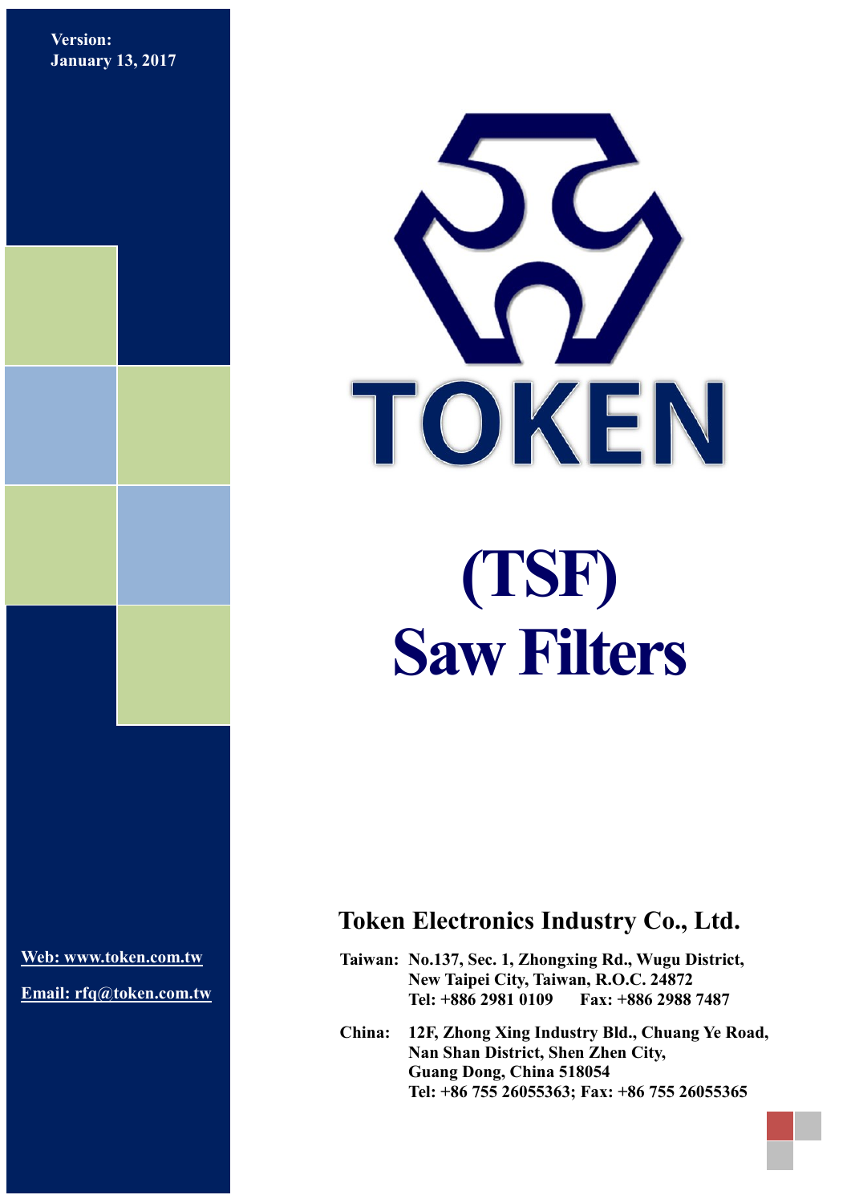Version:
January 13, 2017

TOKEN

# (TSF)
# Saw Filters

## Token Electronics Industry Co., Ltd.

**Taiwan:** No.137, Sec. 1, Zhongxing Rd., Wugu District,
New Taipei City, Taiwan, R.O.C. 24872
Tel: +886 2981 0109 Fax: +886 2988 7487

**China:** 12F, Zhong Xing Industry Bld., Chuang Ye Road,
Nan Shan District, Shen Zhen City,
Guang Dong, China 518054
Tel: +86 755 26055363; Fax: +86 755 26055365

Web: www.token.com.tw

Email: rfq@token.com.tw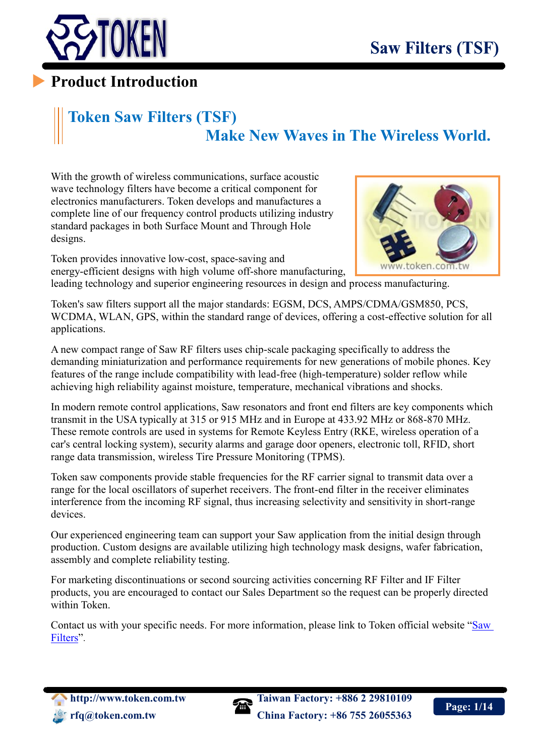# Product Introduction

## Token Saw Filters (TSF)

### Make New Waves in The Wireless World.

With the growth of wireless communications, surface acoustic wave technology filters have become a critical component for electronics manufacturers. Token develops and manufactures a complete line of our frequency control products utilizing industry standard packages in both Surface Mount and Through Hole designs.

Token provides innovative low-cost, space-saving and energy-efficient designs with high volume off-shore manufacturing, leading technology and superior engineering resources in design and process manufacturing.

Token's saw filters support all the major standards: EGSM, DCS, AMPS/CDMA/GSM850, PCS, WCDMA, WLAN, GPS, within the standard range of devices, offering a cost-effective solution for all applications.

A new compact range of Saw RF filters uses chip-scale packaging specifically to address the demanding miniaturization and performance requirements for new generations of mobile phones. Key features of the range include compatibility with lead-free (high-temperature) solder reflow while achieving high reliability against moisture, temperature, mechanical vibrations and shocks.

In modern remote control applications, Saw resonators and front end filters are key components which transmit in the USA typically at 315 or 915 MHz and in Europe at 433.92 MHz or 868-870 MHz. These remote controls are used in systems for Remote Keyless Entry (RKE, wireless operation of a car's central locking system), security alarms and garage door openers, electronic toll, RFID, short range data transmission, wireless Tire Pressure Monitoring (TPMS).

Token saw components provide stable frequencies for the RF carrier signal to transmit data over a range for the local oscillators of superhet receivers. The front-end filter in the receiver eliminates interference from the incoming RF signal, thus increasing selectivity and sensitivity in short-range devices.

Our experienced engineering team can support your Saw application from the initial design through production. Custom designs are available utilizing high technology mask designs, wafer fabrication, assembly and complete reliability testing.

For marketing discontinuations or second sourcing activities concerning RF Filter and IF Filter products, you are encouraged to contact our Sales Department so the request can be properly directed within Token.

Contact us with your specific needs. For more information, please link to Token official website "Saw Filters".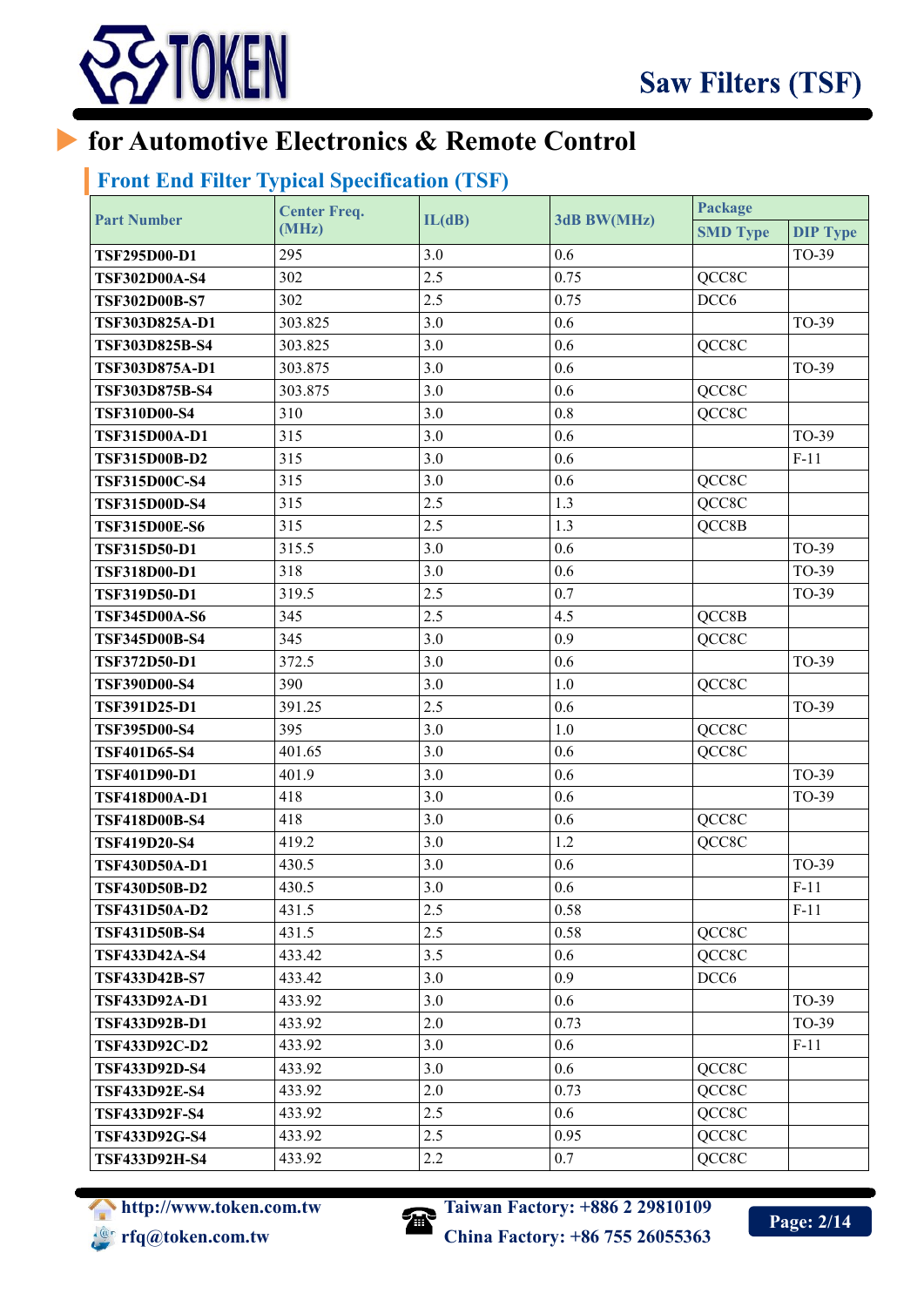# for Automotive Electronics & Remote Control

## Front End Filter Typical Specification (TSF)

| Part Number | Center Freq. (MHz) | IL(dB) | 3dB BW(MHz) | Package | |
|---|---|---|---|---|---|
| | | | | SMD Type | DIP Type |
| TSF295D00-D1 | 295 | 3.0 | 0.6 | | TO-39 |
| TSF302D00A-S4 | 302 | 2.5 | 0.75 | QCC8C | |
| TSF302D00B-S7 | 302 | 2.5 | 0.75 | DCC6 | |
| TSF303D825A-D1 | 303.825 | 3.0 | 0.6 | | TO-39 |
| TSF303D825B-S4 | 303.825 | 3.0 | 0.6 | QCC8C | |
| TSF303D875A-D1 | 303.875 | 3.0 | 0.6 | | TO-39 |
| TSF303D875B-S4 | 303.875 | 3.0 | 0.6 | QCC8C | |
| TSF310D00-S4 | 310 | 3.0 | 0.8 | QCC8C | |
| TSF315D00A-D1 | 315 | 3.0 | 0.6 | | TO-39 |
| TSF315D00B-D2 | 315 | 3.0 | 0.6 | | F-11 |
| TSF315D00C-S4 | 315 | 3.0 | 0.6 | QCC8C | |
| TSF315D00D-S4 | 315 | 2.5 | 1.3 | QCC8C | |
| TSF315D00E-S6 | 315 | 2.5 | 1.3 | QCC8B | |
| TSF315D50-D1 | 315.5 | 3.0 | 0.6 | | TO-39 |
| TSF318D00-D1 | 318 | 3.0 | 0.6 | | TO-39 |
| TSF319D50-D1 | 319.5 | 2.5 | 0.7 | | TO-39 |
| TSF345D00A-S6 | 345 | 2.5 | 4.5 | QCC8B | |
| TSF345D00B-S4 | 345 | 3.0 | 0.9 | QCC8C | |
| TSF372D50-D1 | 372.5 | 3.0 | 0.6 | | TO-39 |
| TSF390D00-S4 | 390 | 3.0 | 1.0 | QCC8C | |
| TSF391D25-D1 | 391.25 | 2.5 | 0.6 | | TO-39 |
| TSF395D00-S4 | 395 | 3.0 | 1.0 | QCC8C | |
| TSF401D65-S4 | 401.65 | 3.0 | 0.6 | QCC8C | |
| TSF401D90-D1 | 401.9 | 3.0 | 0.6 | | TO-39 |
| TSF418D00A-D1 | 418 | 3.0 | 0.6 | | TO-39 |
| TSF418D00B-S4 | 418 | 3.0 | 0.6 | QCC8C | |
| TSF419D20-S4 | 419.2 | 3.0 | 1.2 | QCC8C | |
| TSF430D50A-D1 | 430.5 | 3.0 | 0.6 | | TO-39 |
| TSF430D50B-D2 | 430.5 | 3.0 | 0.6 | | F-11 |
| TSF431D50A-D2 | 431.5 | 2.5 | 0.58 | | F-11 |
| TSF431D50B-S4 | 431.5 | 2.5 | 0.58 | QCC8C | |
| TSF433D42A-S4 | 433.42 | 3.5 | 0.6 | QCC8C | |
| TSF433D42B-S7 | 433.42 | 3.0 | 0.9 | DCC6 | |
| TSF433D92A-D1 | 433.92 | 3.0 | 0.6 | | TO-39 |
| TSF433D92B-D1 | 433.92 | 2.0 | 0.73 | | TO-39 |
| TSF433D92C-D2 | 433.92 | 3.0 | 0.6 | | F-11 |
| TSF433D92D-S4 | 433.92 | 3.0 | 0.6 | QCC8C | |
| TSF433D92E-S4 | 433.92 | 2.0 | 0.73 | QCC8C | |
| TSF433D92F-S4 | 433.92 | 2.5 | 0.6 | QCC8C | |
| TSF433D92G-S4 | 433.92 | 2.5 | 0.95 | QCC8C | |
| TSF433D92H-S4 | 433.92 | 2.2 | 0.7 | QCC8C | |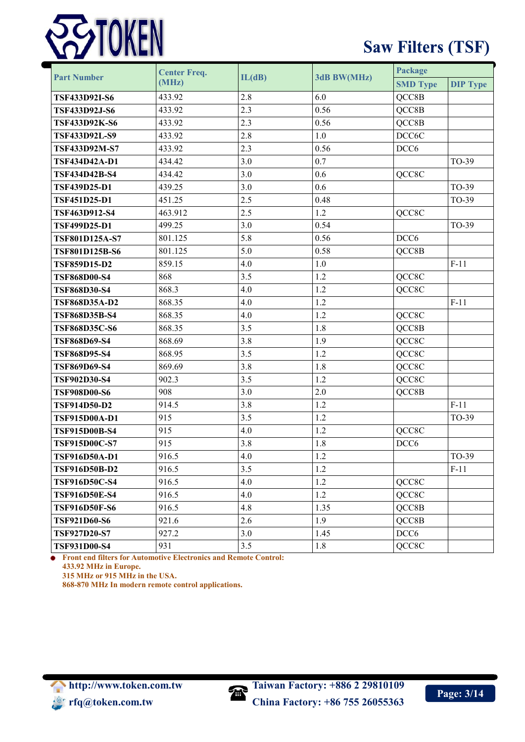# Saw Filters (TSF)

| Part Number | Center Freq. (MHz) | IL(dB) | 3dB BW(MHz) | Package | |
|---|---|---|---|---|---|
| | | | | SMD Type | DIP Type |
| **TSF433D92I-S6** | 433.92 | 2.8 | 6.0 | QCC8B | |
| **TSF433D92J-S6** | 433.92 | 2.3 | 0.56 | QCC8B | |
| **TSF433D92K-S6** | 433.92 | 2.3 | 0.56 | QCC8B | |
| **TSF433D92L-S9** | 433.92 | 2.8 | 1.0 | DCC6C | |
| **TSF433D92M-S7** | 433.92 | 2.3 | 0.56 | DCC6 | |
| **TSF434D42A-D1** | 434.42 | 3.0 | 0.7 | | TO-39 |
| **TSF434D42B-S4** | 434.42 | 3.0 | 0.6 | QCC8C | |
| **TSF439D25-D1** | 439.25 | 3.0 | 0.6 | | TO-39 |
| **TSF451D25-D1** | 451.25 | 2.5 | 0.48 | | TO-39 |
| **TSF463D912-S4** | 463.912 | 2.5 | 1.2 | QCC8C | |
| **TSF499D25-D1** | 499.25 | 3.0 | 0.54 | | TO-39 |
| **TSF801D125A-S7** | 801.125 | 5.8 | 0.56 | DCC6 | |
| **TSF801D125B-S6** | 801.125 | 5.0 | 0.58 | QCC8B | |
| **TSF859D15-D2** | 859.15 | 4.0 | 1.0 | | F-11 |
| **TSF868D00-S4** | 868 | 3.5 | 1.2 | QCC8C | |
| **TSF868D30-S4** | 868.3 | 4.0 | 1.2 | QCC8C | |
| **TSF868D35A-D2** | 868.35 | 4.0 | 1.2 | | F-11 |
| **TSF868D35B-S4** | 868.35 | 4.0 | 1.2 | QCC8C | |
| **TSF868D35C-S6** | 868.35 | 3.5 | 1.8 | QCC8B | |
| **TSF868D69-S4** | 868.69 | 3.8 | 1.9 | QCC8C | |
| **TSF868D95-S4** | 868.95 | 3.5 | 1.2 | QCC8C | |
| **TSF869D69-S4** | 869.69 | 3.8 | 1.8 | QCC8C | |
| **TSF902D30-S4** | 902.3 | 3.5 | 1.2 | QCC8C | |
| **TSF908D00-S6** | 908 | 3.0 | 2.0 | QCC8B | |
| **TSF914D50-D2** | 914.5 | 3.8 | 1.2 | | F-11 |
| **TSF915D00A-D1** | 915 | 3.5 | 1.2 | | TO-39 |
| **TSF915D00B-S4** | 915 | 4.0 | 1.2 | QCC8C | |
| **TSF915D00C-S7** | 915 | 3.8 | 1.8 | DCC6 | |
| **TSF916D50A-D1** | 916.5 | 4.0 | 1.2 | | TO-39 |
| **TSF916D50B-D2** | 916.5 | 3.5 | 1.2 | | F-11 |
| **TSF916D50C-S4** | 916.5 | 4.0 | 1.2 | QCC8C | |
| **TSF916D50E-S4** | 916.5 | 4.0 | 1.2 | QCC8C | |
| **TSF916D50F-S6** | 916.5 | 4.8 | 1.35 | QCC8B | |
| **TSF921D60-S6** | 921.6 | 2.6 | 1.9 | QCC8B | |
| **TSF927D20-S7** | 927.2 | 3.0 | 1.45 | DCC6 | |
| **TSF931D00-S4** | 931 | 3.5 | 1.8 | QCC8C | |

- **Front end filters for Automotive Electronics and Remote Control:**
  **433.92 MHz in Europe.**
  **315 MHz or 915 MHz in the USA.**
  **868-870 MHz In modern remote control applications.**

http://www.token.com.tw
rfq@token.com.tw
Taiwan Factory: +886 2 29810109
China Factory: +86 755 26055363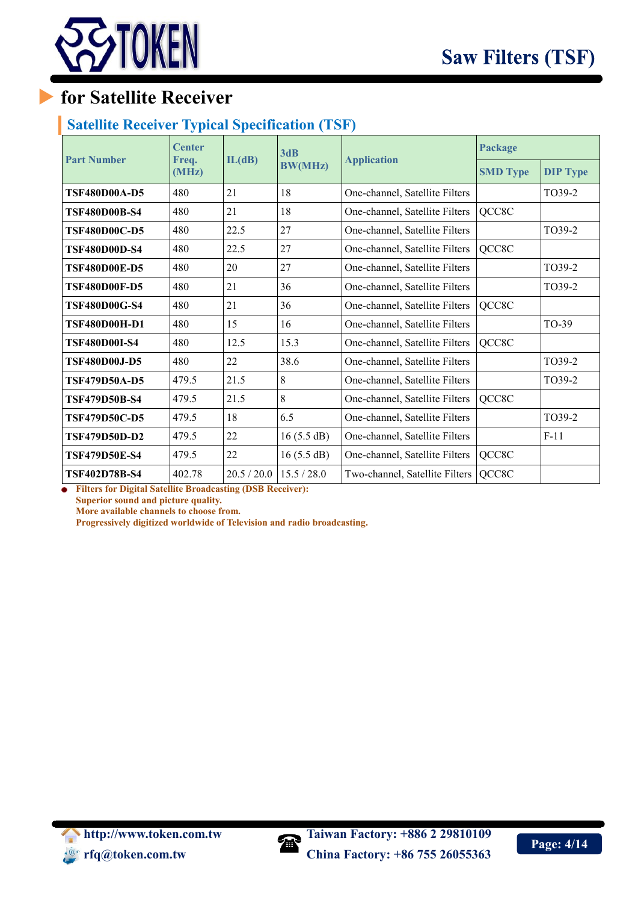## for Satellite Receiver

### Satellite Receiver Typical Specification (TSF)

| Part Number | Center Freq. (MHz) | IL(dB) | 3dB BW(MHz) | Application | Package | |
|---|---|---|---|---|---|---|
| | | | | | SMD Type | DIP Type |
| **TSF480D00A-D5** | 480 | 21 | 18 | One-channel, Satellite Filters | | TO39-2 |
| **TSF480D00B-S4** | 480 | 21 | 18 | One-channel, Satellite Filters | QCC8C | |
| **TSF480D00C-D5** | 480 | 22.5 | 27 | One-channel, Satellite Filters | | TO39-2 |
| **TSF480D00D-S4** | 480 | 22.5 | 27 | One-channel, Satellite Filters | QCC8C | |
| **TSF480D00E-D5** | 480 | 20 | 27 | One-channel, Satellite Filters | | TO39-2 |
| **TSF480D00F-D5** | 480 | 21 | 36 | One-channel, Satellite Filters | | TO39-2 |
| **TSF480D00G-S4** | 480 | 21 | 36 | One-channel, Satellite Filters | QCC8C | |
| **TSF480D00H-D1** | 480 | 15 | 16 | One-channel, Satellite Filters | | TO-39 |
| **TSF480D00I-S4** | 480 | 12.5 | 15.3 | One-channel, Satellite Filters | QCC8C | |
| **TSF480D00J-D5** | 480 | 22 | 38.6 | One-channel, Satellite Filters | | TO39-2 |
| **TSF479D50A-D5** | 479.5 | 21.5 | 8 | One-channel, Satellite Filters | | TO39-2 |
| **TSF479D50B-S4** | 479.5 | 21.5 | 8 | One-channel, Satellite Filters | QCC8C | |
| **TSF479D50C-D5** | 479.5 | 18 | 6.5 | One-channel, Satellite Filters | | TO39-2 |
| **TSF479D50D-D2** | 479.5 | 22 | 16 (5.5 dB) | One-channel, Satellite Filters | | F-11 |
| **TSF479D50E-S4** | 479.5 | 22 | 16 (5.5 dB) | One-channel, Satellite Filters | QCC8C | |
| **TSF402D78B-S4** | 402.78 | 20.5 / 20.0 | 15.5 / 28.0 | Two-channel, Satellite Filters | QCC8C | |

- **Filters for Digital Satellite Broadcasting (DSB Receiver):**
  **Superior sound and picture quality.**
  **More available channels to choose from.**
  **Progressively digitized worldwide of Television and radio broadcasting.**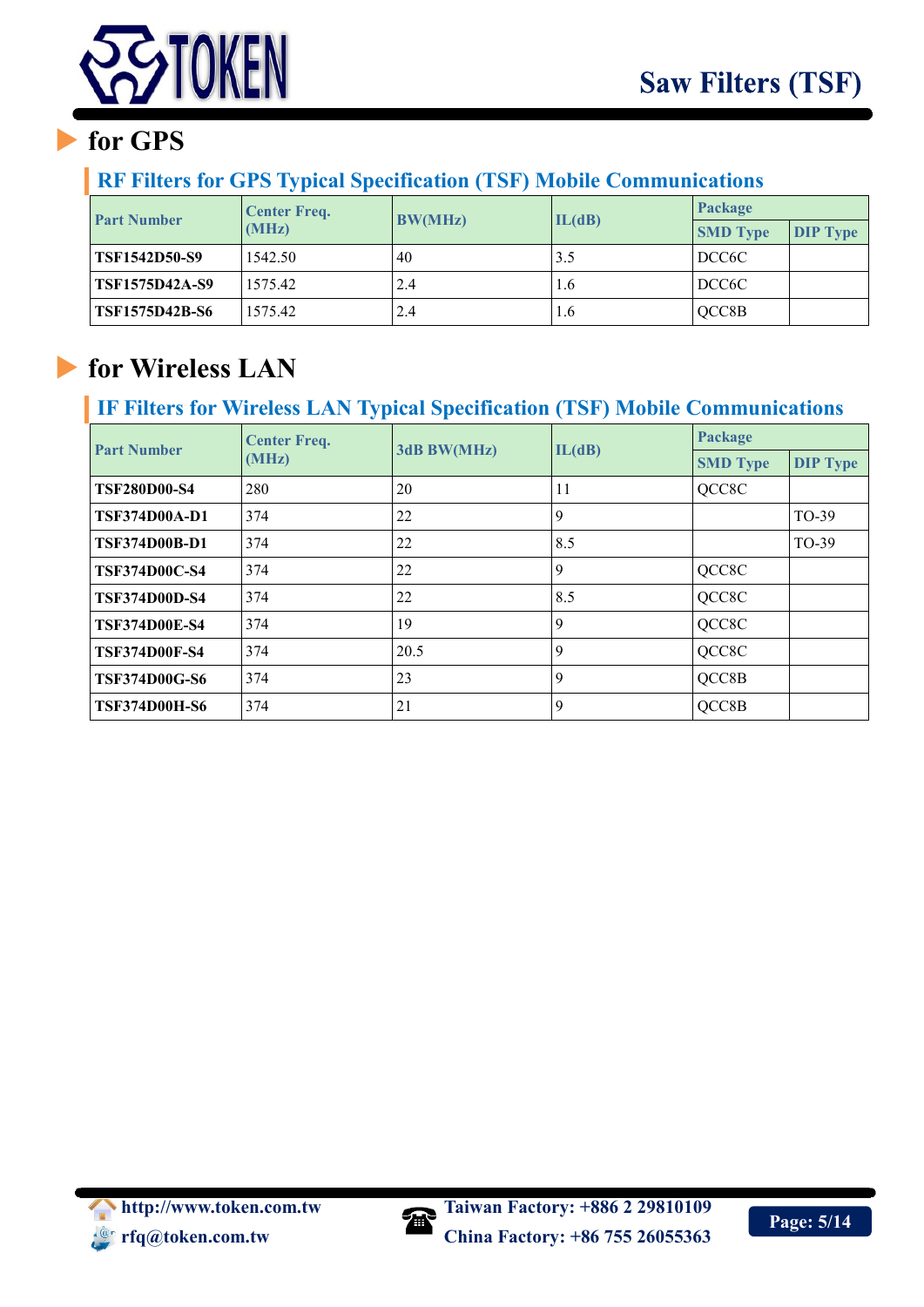## for GPS

### RF Filters for GPS Typical Specification (TSF) Mobile Communications

| Part Number | Center Freq. (MHz) | BW(MHz) | IL(dB) | Package | |
|---|---|---|---|---|---|
| | | | | SMD Type | DIP Type |
| **TSF1542D50-S9** | 1542.50 | 40 | 3.5 | DCC6C | |
| **TSF1575D42A-S9** | 1575.42 | 2.4 | 1.6 | DCC6C | |
| **TSF1575D42B-S6** | 1575.42 | 2.4 | 1.6 | QCC8B | |

## for Wireless LAN

### IF Filters for Wireless LAN Typical Specification (TSF) Mobile Communications

| Part Number | Center Freq. (MHz) | 3dB BW(MHz) | IL(dB) | Package | |
|---|---|---|---|---|---|
| | | | | SMD Type | DIP Type |
| **TSF280D00-S4** | 280 | 20 | 11 | QCC8C | |
| **TSF374D00A-D1** | 374 | 22 | 9 | | TO-39 |
| **TSF374D00B-D1** | 374 | 22 | 8.5 | | TO-39 |
| **TSF374D00C-S4** | 374 | 22 | 9 | QCC8C | |
| **TSF374D00D-S4** | 374 | 22 | 8.5 | QCC8C | |
| **TSF374D00E-S4** | 374 | 19 | 9 | QCC8C | |
| **TSF374D00F-S4** | 374 | 20.5 | 9 | QCC8C | |
| **TSF374D00G-S6** | 374 | 23 | 9 | QCC8B | |
| **TSF374D00H-S6** | 374 | 21 | 9 | QCC8B | |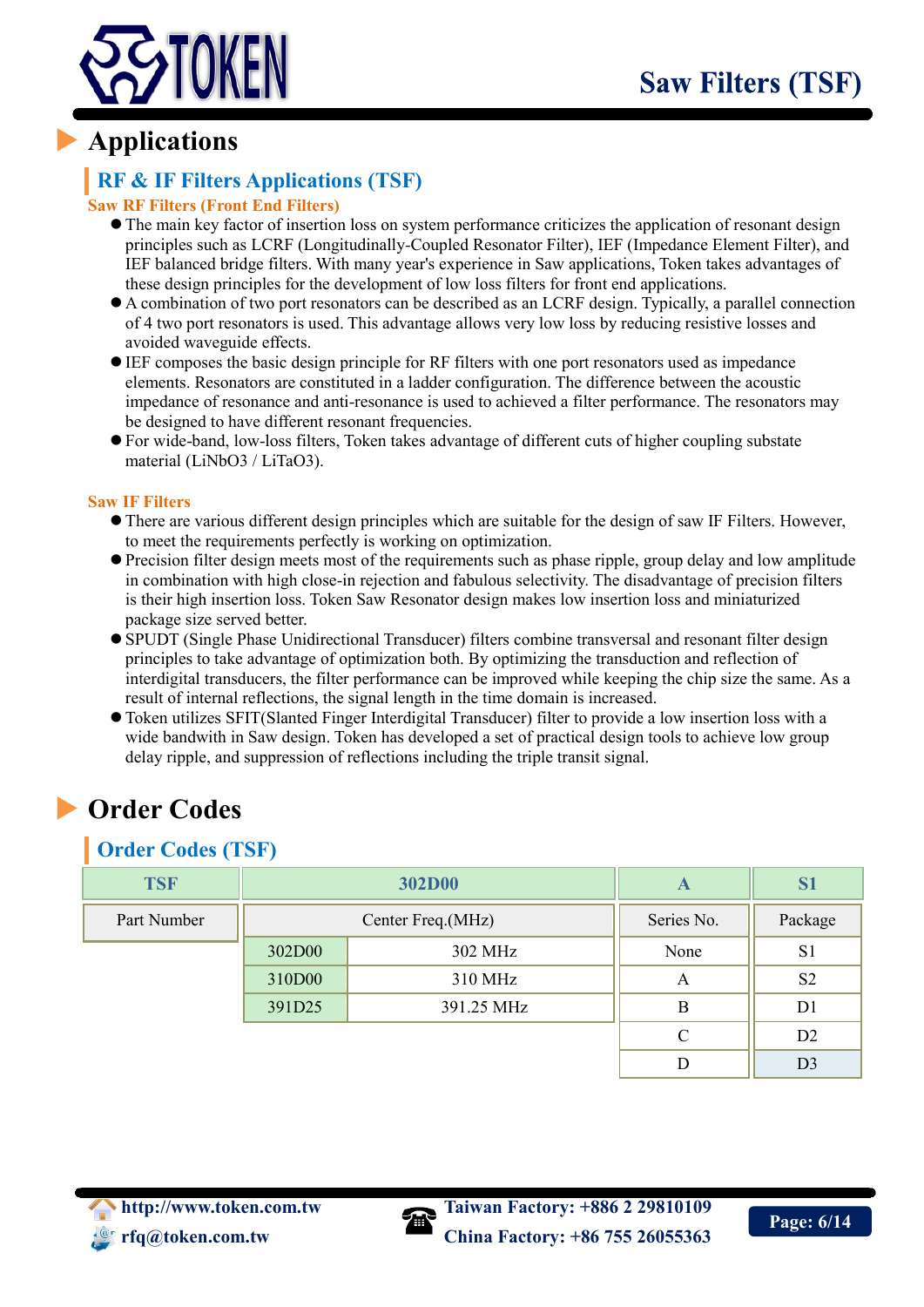# Applications

## RF & IF Filters Applications (TSF)

### Saw RF Filters (Front End Filters)

- The main key factor of insertion loss on system performance criticizes the application of resonant design principles such as LCRF (Longitudinally-Coupled Resonator Filter), IEF (Impedance Element Filter), and IEF balanced bridge filters. With many year's experience in Saw applications, Token takes advantages of these design principles for the development of low loss filters for front end applications.
- A combination of two port resonators can be described as an LCRF design. Typically, a parallel connection of 4 two port resonators is used. This advantage allows very low loss by reducing resistive losses and avoided waveguide effects.
- IEF composes the basic design principle for RF filters with one port resonators used as impedance elements. Resonators are constituted in a ladder configuration. The difference between the acoustic impedance of resonance and anti-resonance is used to achieved a filter performance. The resonators may be designed to have different resonant frequencies.
- For wide-band, low-loss filters, Token takes advantage of different cuts of higher coupling substate material ($LiNbO_3$ / $LiTaO_3$).

### Saw IF Filters

- There are various different design principles which are suitable for the design of saw IF Filters. However, to meet the requirements perfectly is working on optimization.
- Precision filter design meets most of the requirements such as phase ripple, group delay and low amplitude in combination with high close-in rejection and fabulous selectivity. The disadvantage of precision filters is their high insertion loss. Token Saw Resonator design makes low insertion loss and miniaturized package size served better.
- SPUDT (Single Phase Unidirectional Transducer) filters combine transversal and resonant filter design principles to take advantage of optimization both. By optimizing the transduction and reflection of interdigital transducers, the filter performance can be improved while keeping the chip size the same. As a result of internal reflections, the signal length in the time domain is increased.
- Token utilizes SFIT(Slanted Finger Interdigital Transducer) filter to provide a low insertion loss with a wide bandwith in Saw design. Token has developed a set of practical design tools to achieve low group delay ripple, and suppression of reflections including the triple transit signal.

# Order Codes

## Order Codes (TSF)

| TSF | 302D00 | | A | S1 |
|---|---|---|---|---|
| Part Number | Center Freq.(MHz) | | Series No. | Package |
| | 302D00 | 302 MHz | None | S1 |
| | 310D00 | 310 MHz | A | S2 |
| | 391D25 | 391.25 MHz | B | D1 |
| | | | C | D2 |
| | | | D | D3 |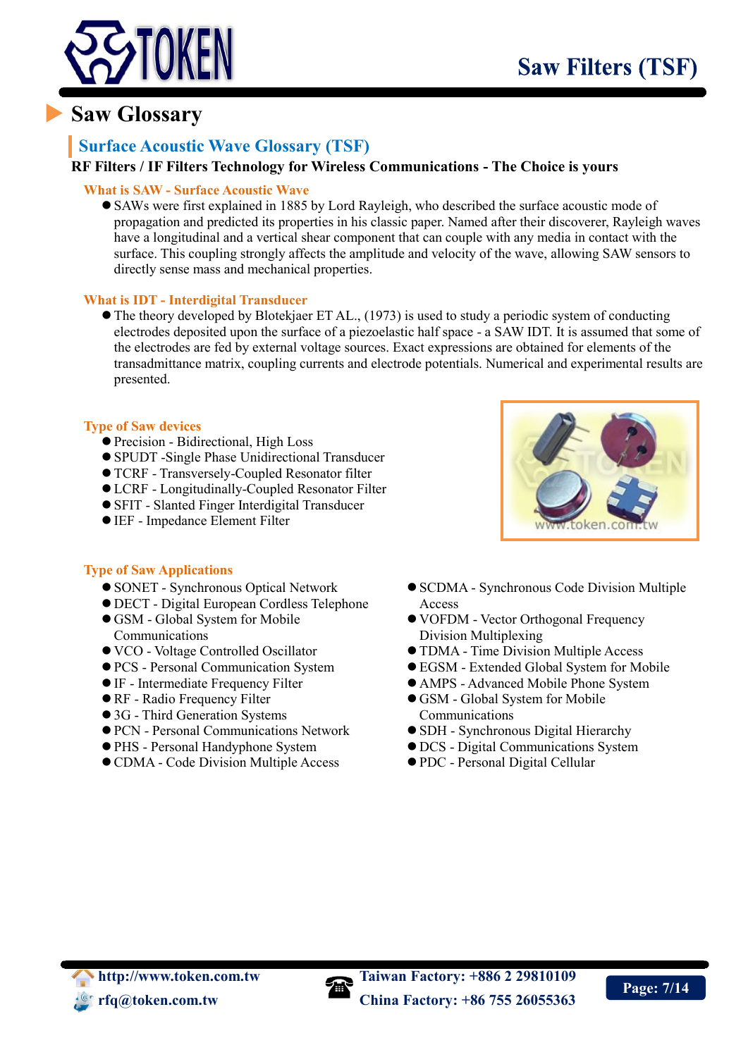# Saw Glossary

## Surface Acoustic Wave Glossary (TSF)

**RF Filters / IF Filters Technology for Wireless Communications - The Choice is yours**

### What is SAW - Surface Acoustic Wave

- SAWs were first explained in 1885 by Lord Rayleigh, who described the surface acoustic mode of propagation and predicted its properties in his classic paper. Named after their discoverer, Rayleigh waves have a longitudinal and a vertical shear component that can couple with any media in contact with the surface. This coupling strongly affects the amplitude and velocity of the wave, allowing SAW sensors to directly sense mass and mechanical properties.

### What is IDT - Interdigital Transducer

- The theory developed by Blotekjaer ET AL., (1973) is used to study a periodic system of conducting electrodes deposited upon the surface of a piezoelastic half space - a SAW IDT. It is assumed that some of the electrodes are fed by external voltage sources. Exact expressions are obtained for elements of the transadmittance matrix, coupling currents and electrode potentials. Numerical and experimental results are presented.

### Type of Saw devices

- Precision - Bidirectional, High Loss
- SPUDT -Single Phase Unidirectional Transducer
- TCRF - Transversely-Coupled Resonator filter
- LCRF - Longitudinally-Coupled Resonator Filter
- SFIT - Slanted Finger Interdigital Transducer
- IEF - Impedance Element Filter

### Type of Saw Applications

- SONET - Synchronous Optical Network
- DECT - Digital European Cordless Telephone
- GSM - Global System for Mobile Communications
- VCO - Voltage Controlled Oscillator
- PCS - Personal Communication System
- IF - Intermediate Frequency Filter
- RF - Radio Frequency Filter
- 3G - Third Generation Systems
- PCN - Personal Communications Network
- PHS - Personal Handyphone System
- CDMA - Code Division Multiple Access
- SCDMA - Synchronous Code Division Multiple Access
- VOFDM - Vector Orthogonal Frequency Division Multiplexing
- TDMA - Time Division Multiple Access
- EGSM - Extended Global System for Mobile
- AMPS - Advanced Mobile Phone System
- GSM - Global System for Mobile Communications
- SDH - Synchronous Digital Hierarchy
- DCS - Digital Communications System
- PDC - Personal Digital Cellular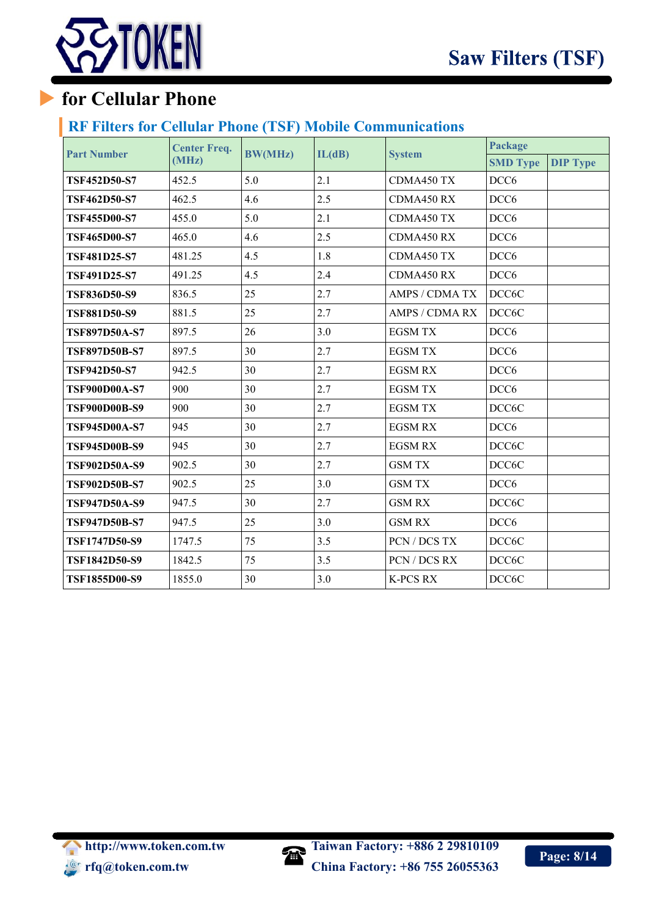# Saw Filters (TSF)

## for Cellular Phone

### RF Filters for Cellular Phone (TSF) Mobile Communications

| Part Number | Center Freq. (MHz) | BW(MHz) | IL(dB) | System | Package | |
|---|---|---|---|---|---|---|
| | | | | | SMD Type | DIP Type |
| **TSF452D50-S7** | 452.5 | 5.0 | 2.1 | CDMA450 TX | DCC6 | |
| **TSF462D50-S7** | 462.5 | 4.6 | 2.5 | CDMA450 RX | DCC6 | |
| **TSF455D00-S7** | 455.0 | 5.0 | 2.1 | CDMA450 TX | DCC6 | |
| **TSF465D00-S7** | 465.0 | 4.6 | 2.5 | CDMA450 RX | DCC6 | |
| **TSF481D25-S7** | 481.25 | 4.5 | 1.8 | CDMA450 TX | DCC6 | |
| **TSF491D25-S7** | 491.25 | 4.5 | 2.4 | CDMA450 RX | DCC6 | |
| **TSF836D50-S9** | 836.5 | 25 | 2.7 | AMPS / CDMA TX | DCC6C | |
| **TSF881D50-S9** | 881.5 | 25 | 2.7 | AMPS / CDMA RX | DCC6C | |
| **TSF897D50A-S7** | 897.5 | 26 | 3.0 | EGSM TX | DCC6 | |
| **TSF897D50B-S7** | 897.5 | 30 | 2.7 | EGSM TX | DCC6 | |
| **TSF942D50-S7** | 942.5 | 30 | 2.7 | EGSM RX | DCC6 | |
| **TSF900D00A-S7** | 900 | 30 | 2.7 | EGSM TX | DCC6 | |
| **TSF900D00B-S9** | 900 | 30 | 2.7 | EGSM TX | DCC6C | |
| **TSF945D00A-S7** | 945 | 30 | 2.7 | EGSM RX | DCC6 | |
| **TSF945D00B-S9** | 945 | 30 | 2.7 | EGSM RX | DCC6C | |
| **TSF902D50A-S9** | 902.5 | 30 | 2.7 | GSM TX | DCC6C | |
| **TSF902D50B-S7** | 902.5 | 25 | 3.0 | GSM TX | DCC6 | |
| **TSF947D50A-S9** | 947.5 | 30 | 2.7 | GSM RX | DCC6C | |
| **TSF947D50B-S7** | 947.5 | 25 | 3.0 | GSM RX | DCC6 | |
| **TSF1747D50-S9** | 1747.5 | 75 | 3.5 | PCN / DCS TX | DCC6C | |
| **TSF1842D50-S9** | 1842.5 | 75 | 3.5 | PCN / DCS RX | DCC6C | |
| **TSF1855D00-S9** | 1855.0 | 30 | 3.0 | K-PCS RX | DCC6C | |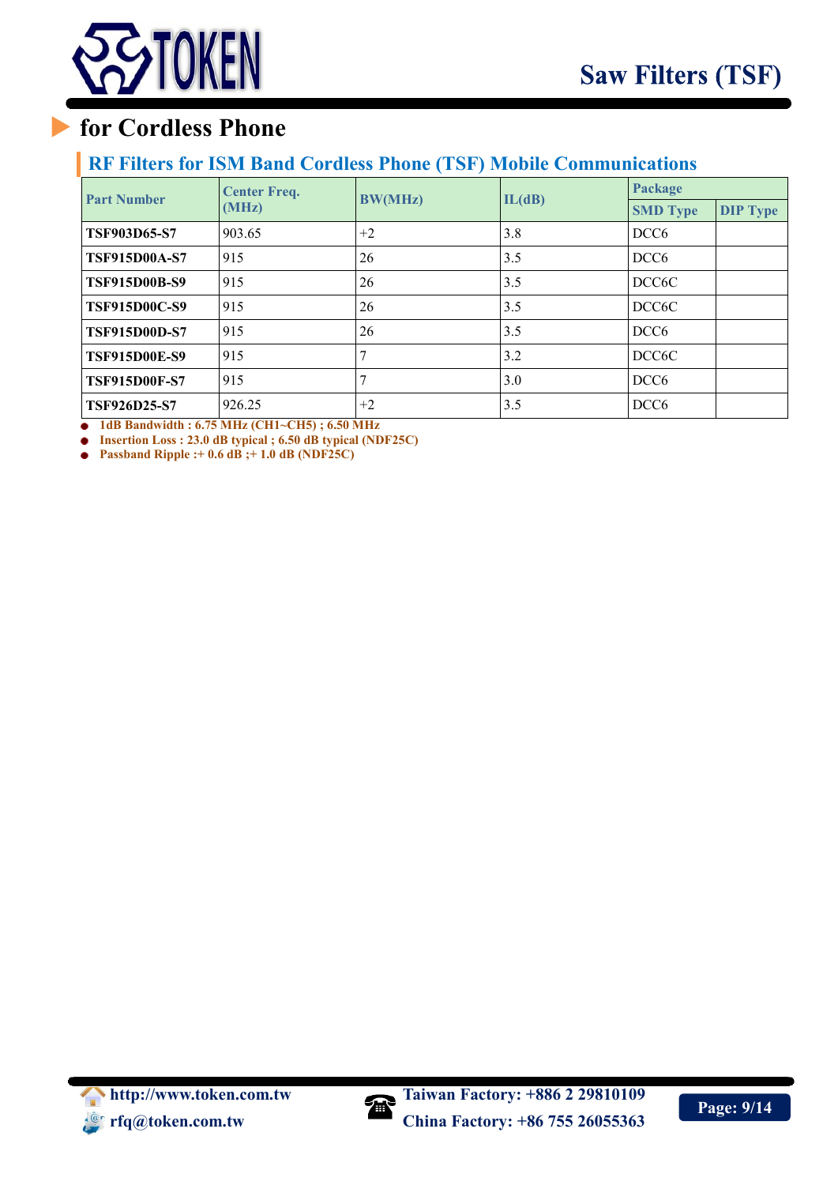# for Cordless Phone

## RF Filters for ISM Band Cordless Phone (TSF) Mobile Communications

| Part Number | Center Freq. (MHz) | BW(MHz) | IL(dB) | Package | |
|---|---|---|---|---|---|
| | | | | SMD Type | DIP Type |
| TSF903D65-S7 | 903.65 | +2 | 3.8 | DCC6 | |
| TSF915D00A-S7 | 915 | 26 | 3.5 | DCC6 | |
| TSF915D00B-S9 | 915 | 26 | 3.5 | DCC6C | |
| TSF915D00C-S9 | 915 | 26 | 3.5 | DCC6C | |
| TSF915D00D-S7 | 915 | 26 | 3.5 | DCC6 | |
| TSF915D00E-S9 | 915 | 7 | 3.2 | DCC6C | |
| TSF915D00F-S7 | 915 | 7 | 3.0 | DCC6 | |
| TSF926D25-S7 | 926.25 | +2 | 3.5 | DCC6 | |

- **1dB Bandwidth : 6.75 MHz (CH1~CH5) ; 6.50 MHz**
- **Insertion Loss : 23.0 dB typical ; 6.50 dB typical (NDF25C)**
- **Passband Ripple :+ 0.6 dB ;+ 1.0 dB (NDF25C)**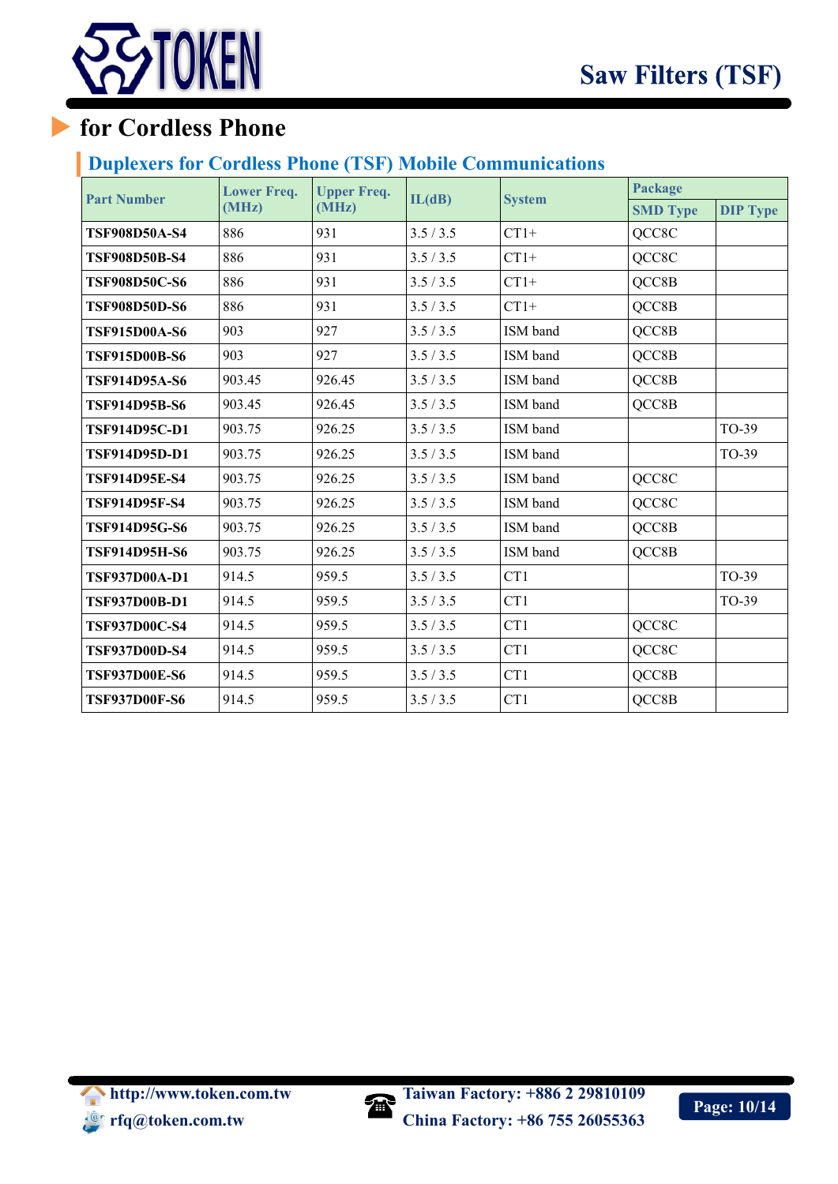## for Cordless Phone

### Duplexers for Cordless Phone (TSF) Mobile Communications

| Part Number | Lower Freq. (MHz) | Upper Freq. (MHz) | IL(dB) | System | Package | |
|---|---|---|---|---|---|---|
| | | | | | SMD Type | DIP Type |
| **TSF908D50A-S4** | 886 | 931 | 3.5 / 3.5 | CT1+ | QCC8C | |
| **TSF908D50B-S4** | 886 | 931 | 3.5 / 3.5 | CT1+ | QCC8C | |
| **TSF908D50C-S6** | 886 | 931 | 3.5 / 3.5 | CT1+ | QCC8B | |
| **TSF908D50D-S6** | 886 | 931 | 3.5 / 3.5 | CT1+ | QCC8B | |
| **TSF915D00A-S6** | 903 | 927 | 3.5 / 3.5 | ISM band | QCC8B | |
| **TSF915D00B-S6** | 903 | 927 | 3.5 / 3.5 | ISM band | QCC8B | |
| **TSF914D95A-S6** | 903.45 | 926.45 | 3.5 / 3.5 | ISM band | QCC8B | |
| **TSF914D95B-S6** | 903.45 | 926.45 | 3.5 / 3.5 | ISM band | QCC8B | |
| **TSF914D95C-D1** | 903.75 | 926.25 | 3.5 / 3.5 | ISM band | | TO-39 |
| **TSF914D95D-D1** | 903.75 | 926.25 | 3.5 / 3.5 | ISM band | | TO-39 |
| **TSF914D95E-S4** | 903.75 | 926.25 | 3.5 / 3.5 | ISM band | QCC8C | |
| **TSF914D95F-S4** | 903.75 | 926.25 | 3.5 / 3.5 | ISM band | QCC8C | |
| **TSF914D95G-S6** | 903.75 | 926.25 | 3.5 / 3.5 | ISM band | QCC8B | |
| **TSF914D95H-S6** | 903.75 | 926.25 | 3.5 / 3.5 | ISM band | QCC8B | |
| **TSF937D00A-D1** | 914.5 | 959.5 | 3.5 / 3.5 | CT1 | | TO-39 |
| **TSF937D00B-D1** | 914.5 | 959.5 | 3.5 / 3.5 | CT1 | | TO-39 |
| **TSF937D00C-S4** | 914.5 | 959.5 | 3.5 / 3.5 | CT1 | QCC8C | |
| **TSF937D00D-S4** | 914.5 | 959.5 | 3.5 / 3.5 | CT1 | QCC8C | |
| **TSF937D00E-S6** | 914.5 | 959.5 | 3.5 / 3.5 | CT1 | QCC8B | |
| **TSF937D00F-S6** | 914.5 | 959.5 | 3.5 / 3.5 | CT1 | QCC8B | |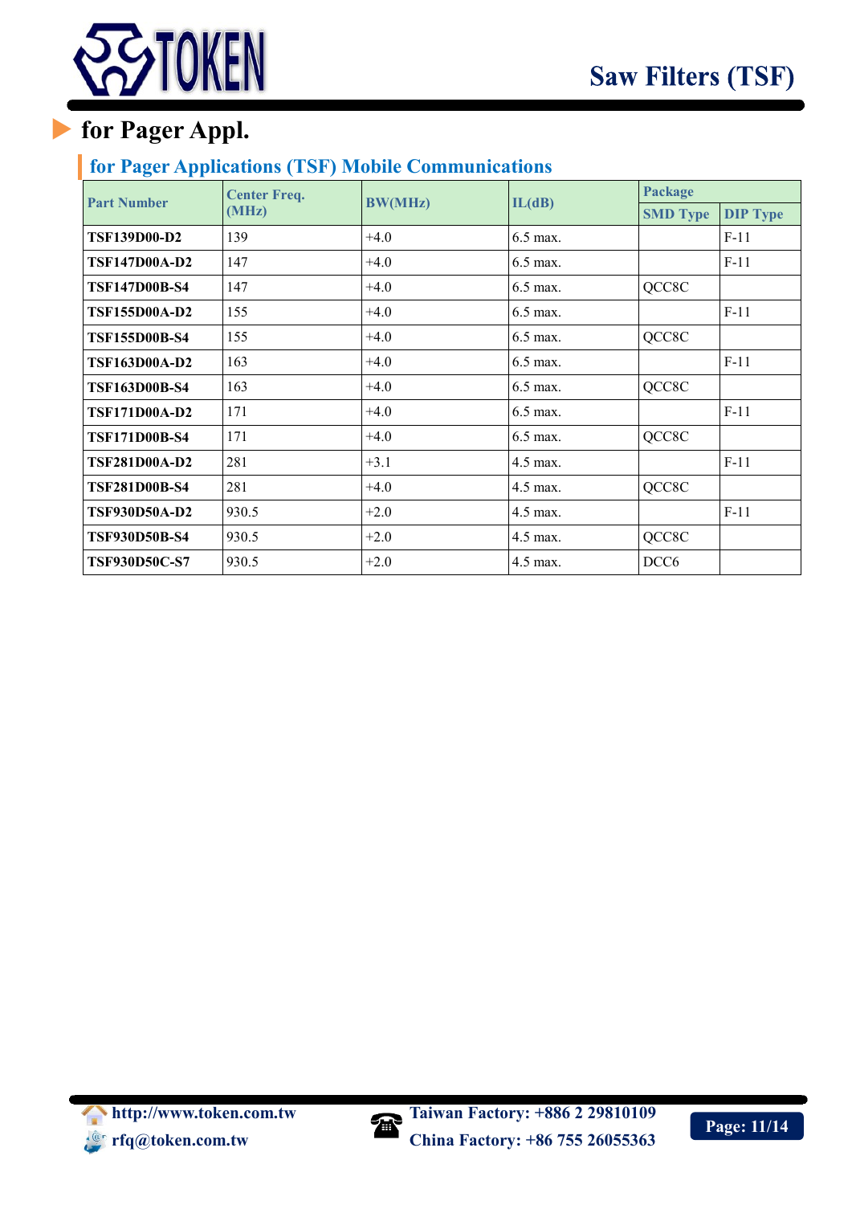## for Pager Appl.

### for Pager Applications (TSF) Mobile Communications

| Part Number | Center Freq. (MHz) | BW(MHz) | IL(dB) | Package | |
|---|---|---|---|---|---|
| | | | | SMD Type | DIP Type |
| **TSF139D00-D2** | 139 | +4.0 | 6.5 max. | | F-11 |
| **TSF147D00A-D2** | 147 | +4.0 | 6.5 max. | | F-11 |
| **TSF147D00B-S4** | 147 | +4.0 | 6.5 max. | QCC8C | |
| **TSF155D00A-D2** | 155 | +4.0 | 6.5 max. | | F-11 |
| **TSF155D00B-S4** | 155 | +4.0 | 6.5 max. | QCC8C | |
| **TSF163D00A-D2** | 163 | +4.0 | 6.5 max. | | F-11 |
| **TSF163D00B-S4** | 163 | +4.0 | 6.5 max. | QCC8C | |
| **TSF171D00A-D2** | 171 | +4.0 | 6.5 max. | | F-11 |
| **TSF171D00B-S4** | 171 | +4.0 | 6.5 max. | QCC8C | |
| **TSF281D00A-D2** | 281 | +3.1 | 4.5 max. | | F-11 |
| **TSF281D00B-S4** | 281 | +4.0 | 4.5 max. | QCC8C | |
| **TSF930D50A-D2** | 930.5 | +2.0 | 4.5 max. | | F-11 |
| **TSF930D50B-S4** | 930.5 | +2.0 | 4.5 max. | QCC8C | |
| **TSF930D50C-S7** | 930.5 | +2.0 | 4.5 max. | DCC6 | |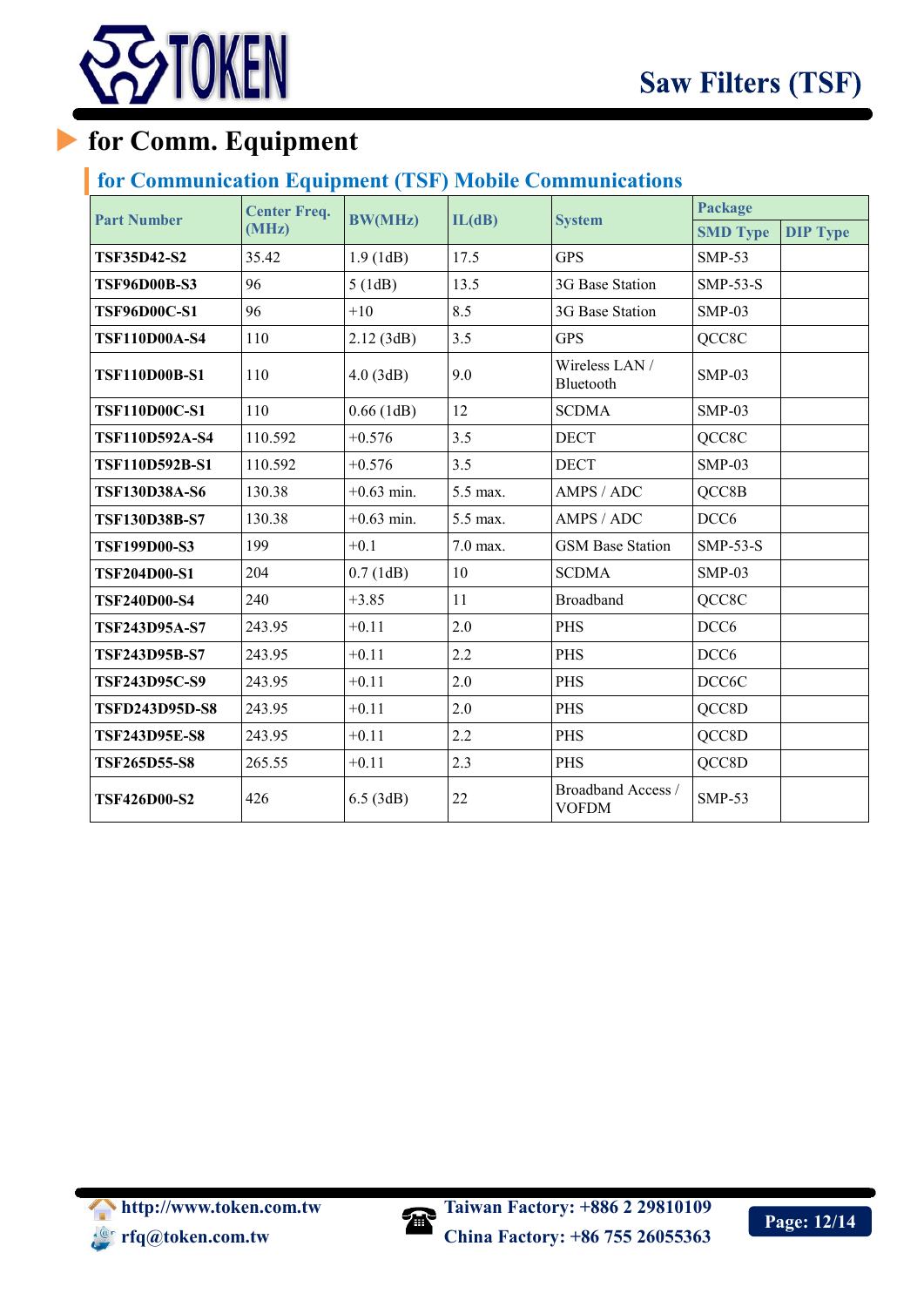## for Comm. Equipment

### for Communication Equipment (TSF) Mobile Communications

| Part Number | Center Freq. (MHz) | BW(MHz) | IL(dB) | System | Package | |
|---|---|---|---|---|---|---|
| | | | | | SMD Type | DIP Type |
| TSF35D42-S2 | 35.42 | 1.9 (1dB) | 17.5 | GPS | SMP-53 | |
| TSF96D00B-S3 | 96 | 5 (1dB) | 13.5 | 3G Base Station | SMP-53-S | |
| TSF96D00C-S1 | 96 | +10 | 8.5 | 3G Base Station | SMP-03 | |
| TSF110D00A-S4 | 110 | 2.12 (3dB) | 3.5 | GPS | QCC8C | |
| TSF110D00B-S1 | 110 | 4.0 (3dB) | 9.0 | Wireless LAN / Bluetooth | SMP-03 | |
| TSF110D00C-S1 | 110 | 0.66 (1dB) | 12 | SCDMA | SMP-03 | |
| TSF110D592A-S4 | 110.592 | +0.576 | 3.5 | DECT | QCC8C | |
| TSF110D592B-S1 | 110.592 | +0.576 | 3.5 | DECT | SMP-03 | |
| TSF130D38A-S6 | 130.38 | +0.63 min. | 5.5 max. | AMPS / ADC | QCC8B | |
| TSF130D38B-S7 | 130.38 | +0.63 min. | 5.5 max. | AMPS / ADC | DCC6 | |
| TSF199D00-S3 | 199 | +0.1 | 7.0 max. | GSM Base Station | SMP-53-S | |
| TSF204D00-S1 | 204 | 0.7 (1dB) | 10 | SCDMA | SMP-03 | |
| TSF240D00-S4 | 240 | +3.85 | 11 | Broadband | QCC8C | |
| TSF243D95A-S7 | 243.95 | +0.11 | 2.0 | PHS | DCC6 | |
| TSF243D95B-S7 | 243.95 | +0.11 | 2.2 | PHS | DCC6 | |
| TSF243D95C-S9 | 243.95 | +0.11 | 2.0 | PHS | DCC6C | |
| TSFD243D95D-S8 | 243.95 | +0.11 | 2.0 | PHS | QCC8D | |
| TSF243D95E-S8 | 243.95 | +0.11 | 2.2 | PHS | QCC8D | |
| TSF265D55-S8 | 265.55 | +0.11 | 2.3 | PHS | QCC8D | |
| TSF426D00-S2 | 426 | 6.5 (3dB) | 22 | Broadband Access / VOFDM | SMP-53 | |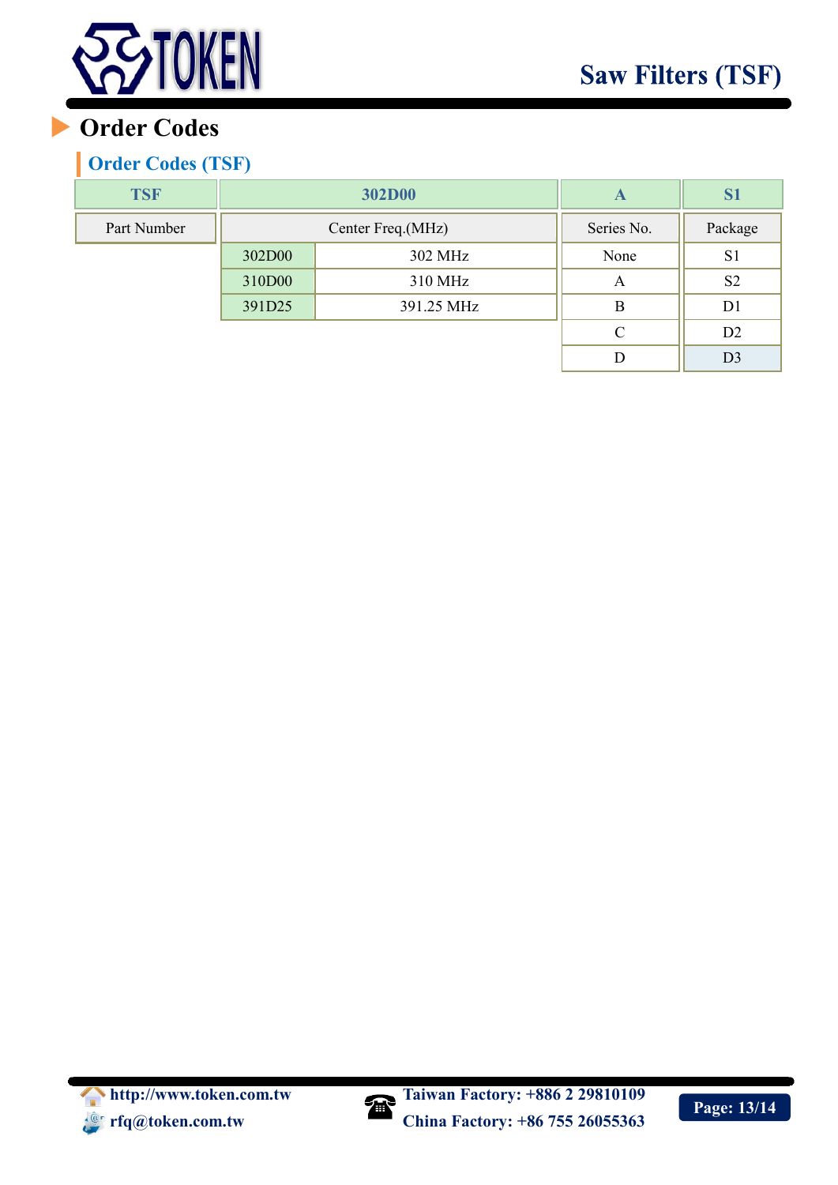# Order Codes

## Order Codes (TSF)

| TSF | 302D00 | | A | S1 |
|---|---|---|---|---|
| Part Number | Center Freq.(MHz) | | Series No. | Package |
| | 302D00 | 302 MHz | None | S1 |
| | 310D00 | 310 MHz | A | S2 |
| | 391D25 | 391.25 MHz | B | D1 |
| | | | C | D2 |
| | | | D | D3 |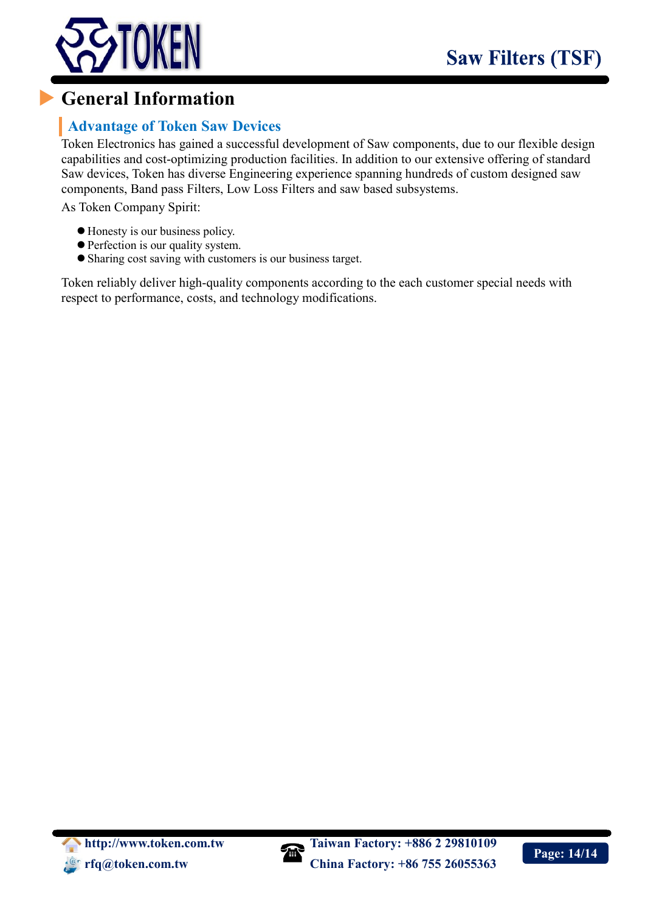# General Information

## Advantage of Token Saw Devices

Token Electronics has gained a successful development of Saw components, due to our flexible design capabilities and cost-optimizing production facilities. In addition to our extensive offering of standard Saw devices, Token has diverse Engineering experience spanning hundreds of custom designed saw components, Band pass Filters, Low Loss Filters and saw based subsystems.

As Token Company Spirit:

- Honesty is our business policy.
- Perfection is our quality system.
- Sharing cost saving with customers is our business target.

Token reliably deliver high-quality components according to the each customer special needs with respect to performance, costs, and technology modifications.